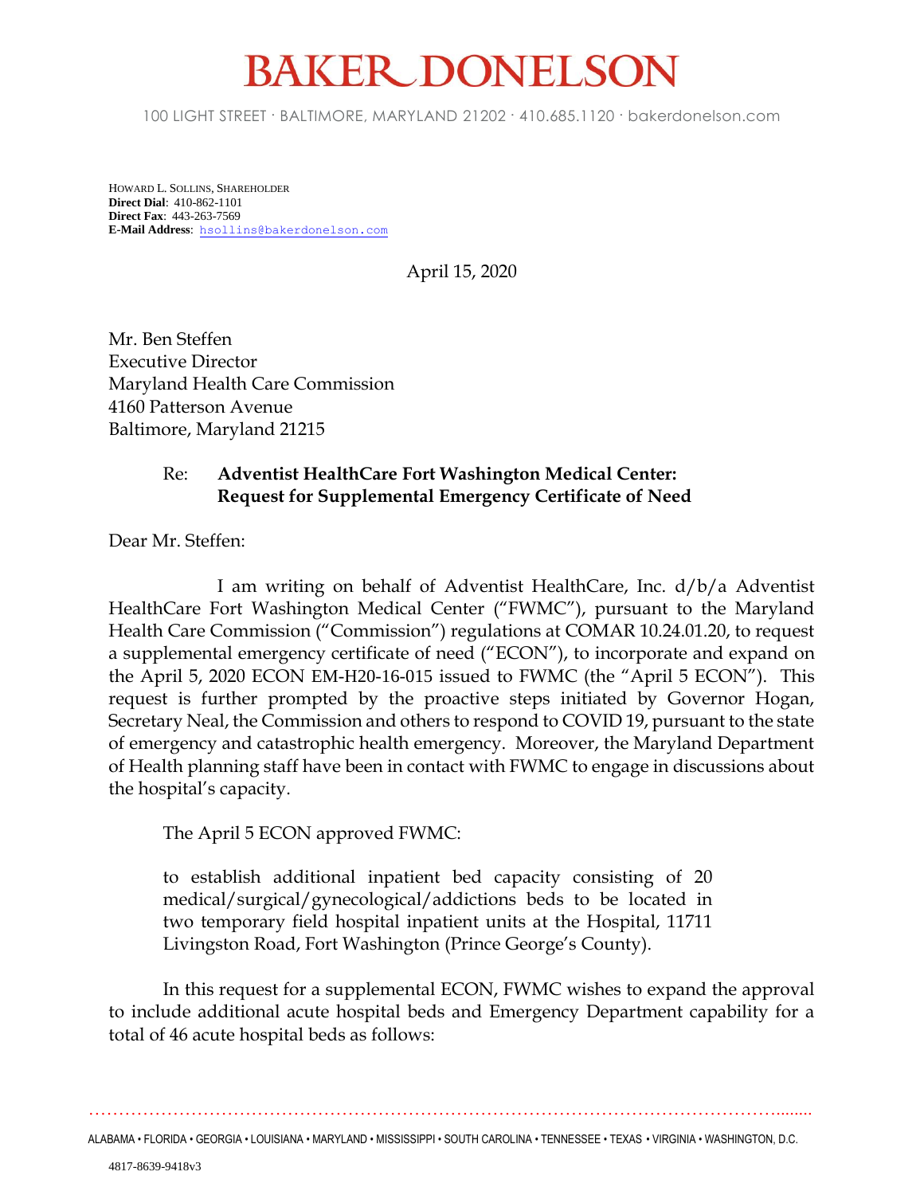# BAKER DONELSON

100 LIGHT STREET · BALTIMORE, MARYLAND 21202 · 410.685.1120 · bakerdonelson.com

HOWARD L. SOLLINS, SHAREHOLDER
**Direct Dial**: 410-862-1101
**Direct Fax**: 443-263-7569
**E-Mail Address**: hsollins@bakerdonelson.com

April 15, 2020

Mr. Ben Steffen
Executive Director
Maryland Health Care Commission
4160 Patterson Avenue
Baltimore, Maryland 21215

Re: **Adventist HealthCare Fort Washington Medical Center: Request for Supplemental Emergency Certificate of Need**

Dear Mr. Steffen:

I am writing on behalf of Adventist HealthCare, Inc. d/b/a Adventist HealthCare Fort Washington Medical Center ("FWMC"), pursuant to the Maryland Health Care Commission ("Commission") regulations at COMAR 10.24.01.20, to request a supplemental emergency certificate of need ("ECON"), to incorporate and expand on the April 5, 2020 ECON EM-H20-16-015 issued to FWMC (the "April 5 ECON"). This request is further prompted by the proactive steps initiated by Governor Hogan, Secretary Neal, the Commission and others to respond to COVID 19, pursuant to the state of emergency and catastrophic health emergency. Moreover, the Maryland Department of Health planning staff have been in contact with FWMC to engage in discussions about the hospital's capacity.

The April 5 ECON approved FWMC:

> to establish additional inpatient bed capacity consisting of 20 medical/surgical/gynecological/addictions beds to be located in two temporary field hospital inpatient units at the Hospital, 11711 Livingston Road, Fort Washington (Prince George's County).

In this request for a supplemental ECON, FWMC wishes to expand the approval to include additional acute hospital beds and Emergency Department capability for a total of 46 acute hospital beds as follows:

ALABAMA • FLORIDA • GEORGIA • LOUISIANA • MARYLAND • MISSISSIPPI • SOUTH CAROLINA • TENNESSEE • TEXAS • VIRGINIA • WASHINGTON, D.C.

4817-8639-9418v3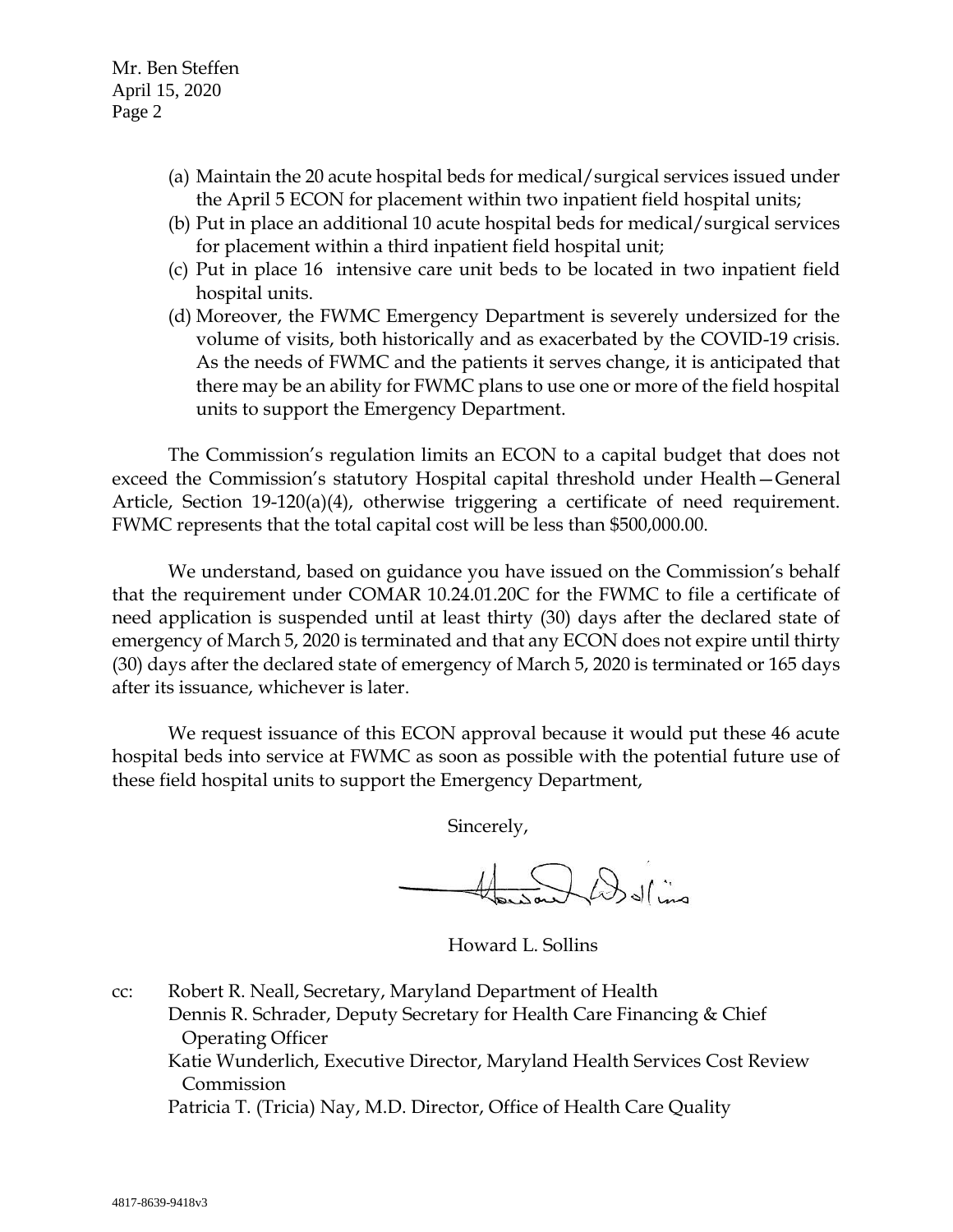Mr. Ben Steffen
April 15, 2020

(a) Maintain the 20 acute hospital beds for medical/surgical services issued under the April 5 ECON for placement within two inpatient field hospital units;

(b) Put in place an additional 10 acute hospital beds for medical/surgical services for placement within a third inpatient field hospital unit;

(c) Put in place 16 intensive care unit beds to be located in two inpatient field hospital units.

(d) Moreover, the FWMC Emergency Department is severely undersized for the volume of visits, both historically and as exacerbated by the COVID-19 crisis. As the needs of FWMC and the patients it serves change, it is anticipated that there may be an ability for FWMC plans to use one or more of the field hospital units to support the Emergency Department.

The Commission's regulation limits an ECON to a capital budget that does not exceed the Commission's statutory Hospital capital threshold under Health—General Article, Section 19-120(a)(4), otherwise triggering a certificate of need requirement. FWMC represents that the total capital cost will be less than $500,000.00.

We understand, based on guidance you have issued on the Commission's behalf that the requirement under COMAR 10.24.01.20C for the FWMC to file a certificate of need application is suspended until at least thirty (30) days after the declared state of emergency of March 5, 2020 is terminated and that any ECON does not expire until thirty (30) days after the declared state of emergency of March 5, 2020 is terminated or 165 days after its issuance, whichever is later.

We request issuance of this ECON approval because it would put these 46 acute hospital beds into service at FWMC as soon as possible with the potential future use of these field hospital units to support the Emergency Department,

Sincerely,

Howard L. Sollins

cc: Robert R. Neall, Secretary, Maryland Department of Health
Dennis R. Schrader, Deputy Secretary for Health Care Financing & Chief Operating Officer
Katie Wunderlich, Executive Director, Maryland Health Services Cost Review Commission
Patricia T. (Tricia) Nay, M.D. Director, Office of Health Care Quality

4817-8639-9418v3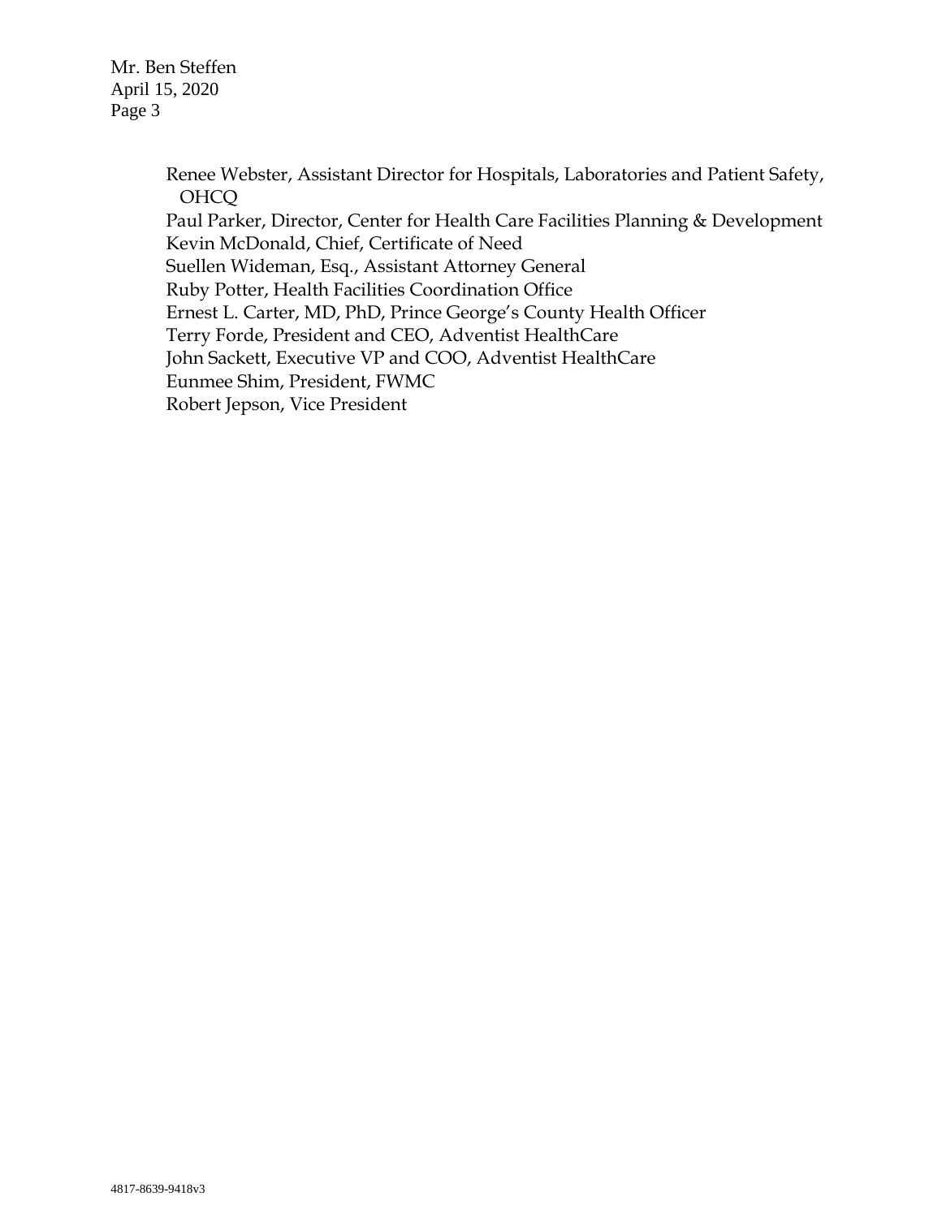Renee Webster, Assistant Director for Hospitals, Laboratories and Patient Safety, OHCQ
Paul Parker, Director, Center for Health Care Facilities Planning & Development
Kevin McDonald, Chief, Certificate of Need
Suellen Wideman, Esq., Assistant Attorney General
Ruby Potter, Health Facilities Coordination Office
Ernest L. Carter, MD, PhD, Prince George's County Health Officer
Terry Forde, President and CEO, Adventist HealthCare
John Sackett, Executive VP and COO, Adventist HealthCare
Eunmee Shim, President, FWMC
Robert Jepson, Vice President

4817-8639-9418v3